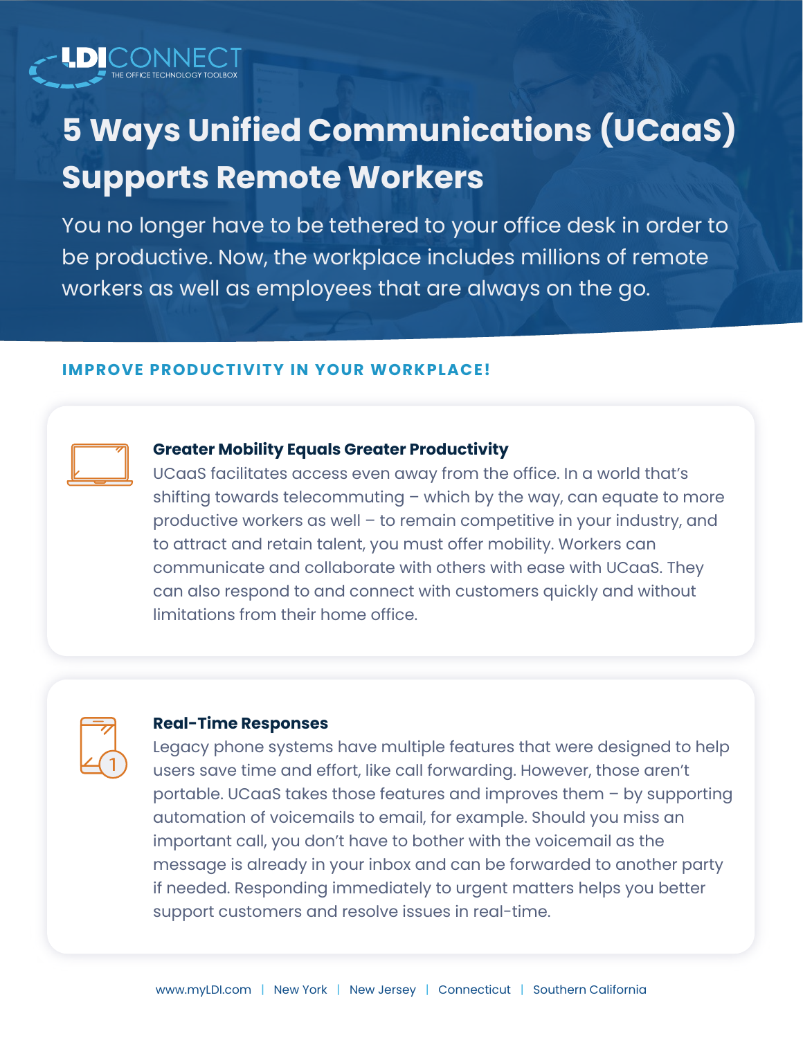LDICONNECT
THE OFFICE TECHNOLOGY TOOLBOX

# 5 Ways Unified Communications (UCaaS) Supports Remote Workers

You no longer have to be tethered to your office desk in order to be productive. Now, the workplace includes millions of remote workers as well as employees that are always on the go.

## IMPROVE PRODUCTIVITY IN YOUR WORKPLACE!

### Greater Mobility Equals Greater Productivity

UCaaS facilitates access even away from the office. In a world that's shifting towards telecommuting – which by the way, can equate to more productive workers as well – to remain competitive in your industry, and to attract and retain talent, you must offer mobility. Workers can communicate and collaborate with others with ease with UCaaS. They can also respond to and connect with customers quickly and without limitations from their home office.

### Real-Time Responses

Legacy phone systems have multiple features that were designed to help users save time and effort, like call forwarding. However, those aren't portable. UCaaS takes those features and improves them – by supporting automation of voicemails to email, for example. Should you miss an important call, you don't have to bother with the voicemail as the message is already in your inbox and can be forwarded to another party if needed. Responding immediately to urgent matters helps you better support customers and resolve issues in real-time.

www.myLDI.com | New York | New Jersey | Connecticut | Southern California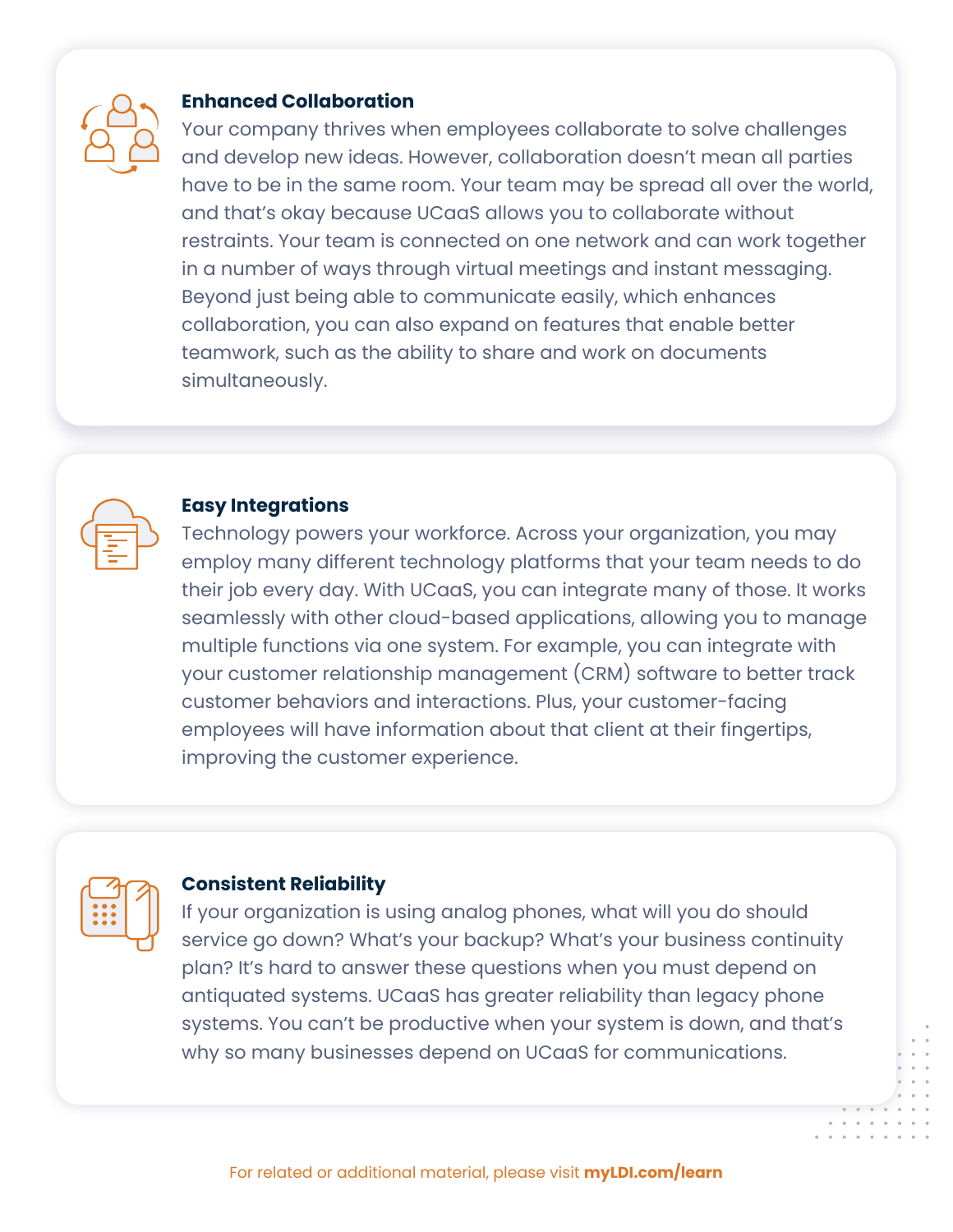### Enhanced Collaboration

Your company thrives when employees collaborate to solve challenges and develop new ideas. However, collaboration doesn't mean all parties have to be in the same room. Your team may be spread all over the world, and that's okay because UCaaS allows you to collaborate without restraints. Your team is connected on one network and can work together in a number of ways through virtual meetings and instant messaging. Beyond just being able to communicate easily, which enhances collaboration, you can also expand on features that enable better teamwork, such as the ability to share and work on documents simultaneously.

### Easy Integrations

Technology powers your workforce. Across your organization, you may employ many different technology platforms that your team needs to do their job every day. With UCaaS, you can integrate many of those. It works seamlessly with other cloud-based applications, allowing you to manage multiple functions via one system. For example, you can integrate with your customer relationship management (CRM) software to better track customer behaviors and interactions. Plus, your customer-facing employees will have information about that client at their fingertips, improving the customer experience.

### Consistent Reliability

If your organization is using analog phones, what will you do should service go down? What's your backup? What's your business continuity plan? It's hard to answer these questions when you must depend on antiquated systems. UCaaS has greater reliability than legacy phone systems. You can't be productive when your system is down, and that's why so many businesses depend on UCaaS for communications.

For related or additional material, please visit **myLDI.com/learn**